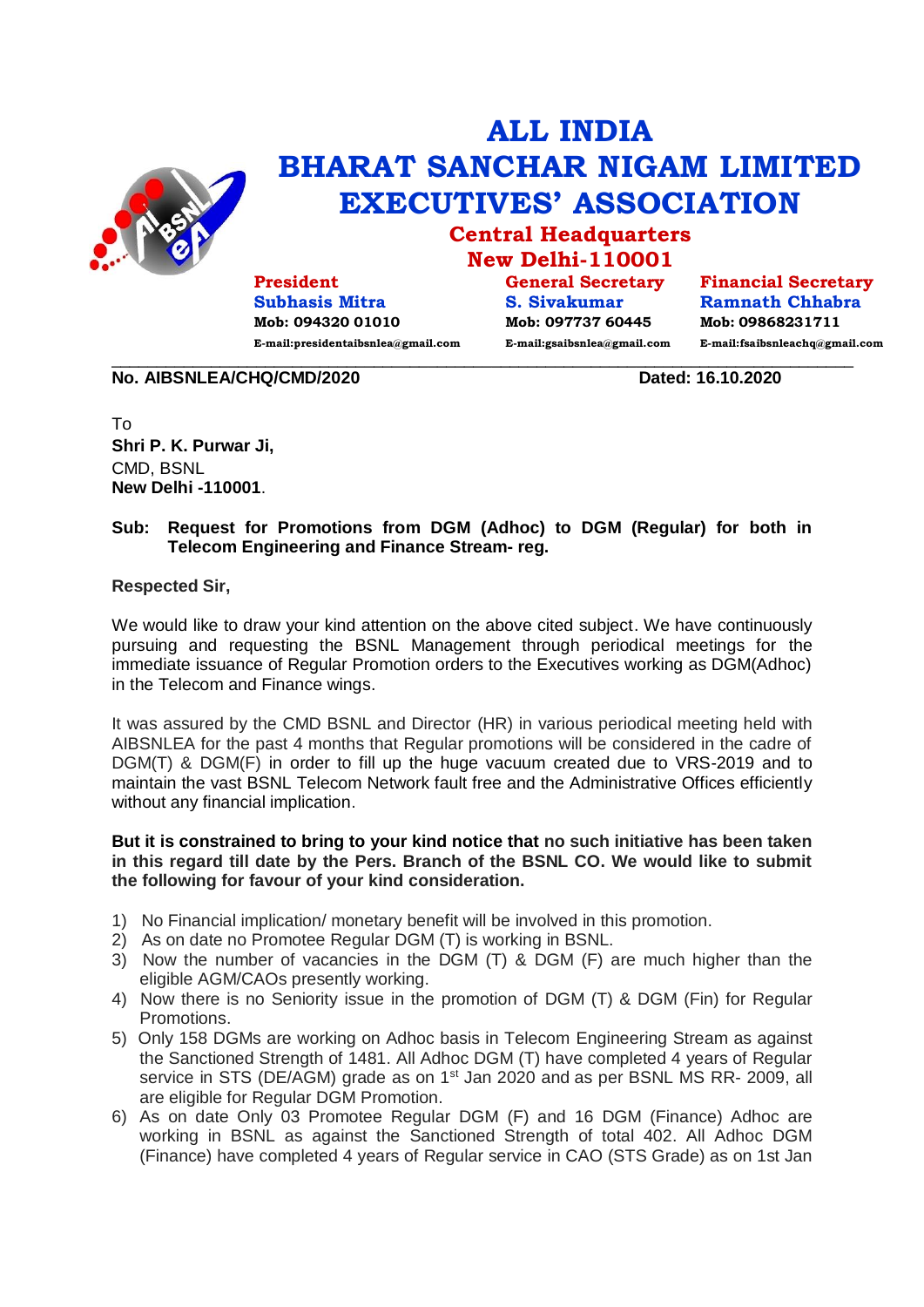# ALL INDIA BHARAT SANCHAR NIGAM LIMITED EXECUTIVES' ASSOCIATION

## Central Headquarters
## New Delhi-110001

**President**
**Subhasis Mitra**
**Mob: 094320 01010**
**E-mail:presidentaibsnlea@gmail.com**

**General Secretary**
**S. Sivakumar**
**Mob: 097737 60445**
**E-mail:gsaibsnlea@gmail.com**

**Financial Secretary**
**Ramnath Chhabra**
**Mob: 09868231711**
**E-mail:fsaibsnleachq@gmail.com**

---

**No. AIBSNLEA/CHQ/CMD/2020** **Dated: 16.10.2020**

To
**Shri P. K. Purwar Ji,**
CMD, BSNL
**New Delhi -110001**.

**Sub: Request for Promotions from DGM (Adhoc) to DGM (Regular) for both in Telecom Engineering and Finance Stream- reg.**

**Respected Sir,**

We would like to draw your kind attention on the above cited subject. We have continuously pursuing and requesting the BSNL Management through periodical meetings for the immediate issuance of Regular Promotion orders to the Executives working as DGM(Adhoc) in the Telecom and Finance wings.

It was assured by the CMD BSNL and Director (HR) in various periodical meeting held with AIBSNLEA for the past 4 months that Regular promotions will be considered in the cadre of DGM(T) & DGM(F) in order to fill up the huge vacuum created due to VRS-2019 and to maintain the vast BSNL Telecom Network fault free and the Administrative Offices efficiently without any financial implication.

**But it is constrained to bring to your kind notice that no such initiative has been taken in this regard till date by the Pers. Branch of the BSNL CO. We would like to submit the following for favour of your kind consideration.**

1) No Financial implication/ monetary benefit will be involved in this promotion.
2) As on date no Promotee Regular DGM (T) is working in BSNL.
3) Now the number of vacancies in the DGM (T) & DGM (F) are much higher than the eligible AGM/CAOs presently working.
4) Now there is no Seniority issue in the promotion of DGM (T) & DGM (Fin) for Regular Promotions.
5) Only 158 DGMs are working on Adhoc basis in Telecom Engineering Stream as against the Sanctioned Strength of 1481. All Adhoc DGM (T) have completed 4 years of Regular service in STS (DE/AGM) grade as on 1st Jan 2020 and as per BSNL MS RR- 2009, all are eligible for Regular DGM Promotion.
6) As on date Only 03 Promotee Regular DGM (F) and 16 DGM (Finance) Adhoc are working in BSNL as against the Sanctioned Strength of total 402. All Adhoc DGM (Finance) have completed 4 years of Regular service in CAO (STS Grade) as on 1st Jan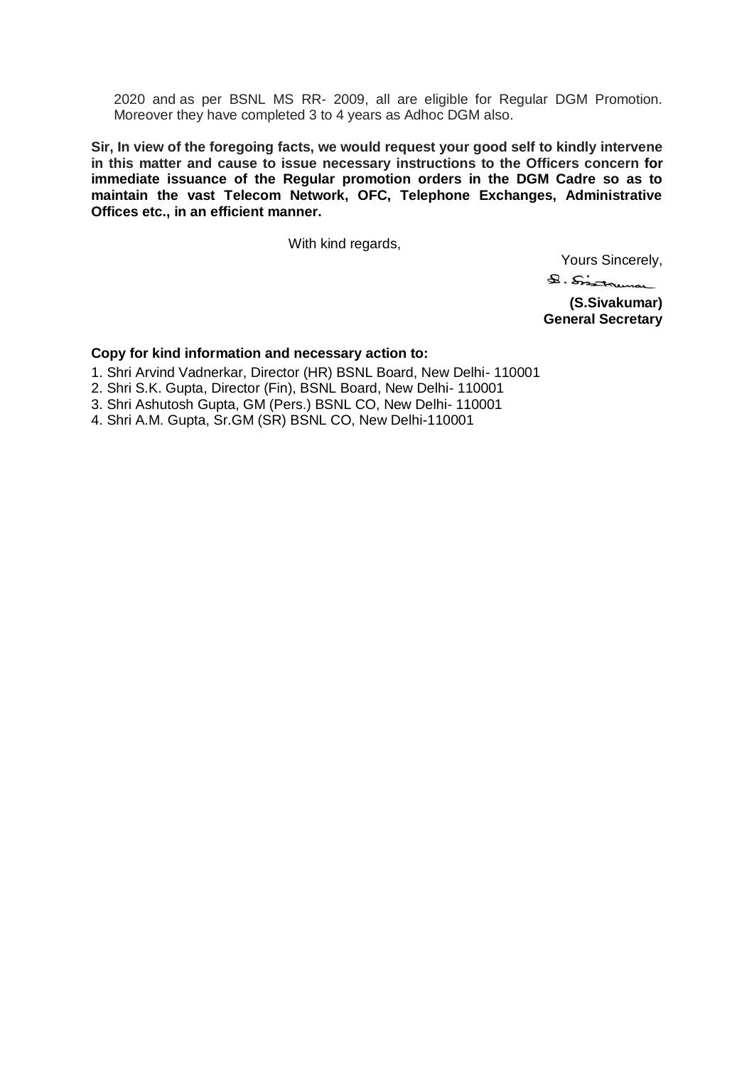2020 and as per BSNL MS RR- 2009, all are eligible for Regular DGM Promotion. Moreover they have completed 3 to 4 years as Adhoc DGM also.

**Sir, In view of the foregoing facts, we would request your good self to kindly intervene in this matter and cause to issue necessary instructions to the Officers concern for immediate issuance of the Regular promotion orders in the DGM Cadre so as to maintain the vast Telecom Network, OFC, Telephone Exchanges, Administrative Offices etc., in an efficient manner.**

With kind regards,

Yours Sincerely,

S. Sivakumar

**(S.Sivakumar)**
**General Secretary**

**Copy for kind information and necessary action to:**

1. Shri Arvind Vadnerkar, Director (HR) BSNL Board, New Delhi- 110001
2. Shri S.K. Gupta, Director (Fin), BSNL Board, New Delhi- 110001
3. Shri Ashutosh Gupta, GM (Pers.) BSNL CO, New Delhi- 110001
4. Shri A.M. Gupta, Sr.GM (SR) BSNL CO, New Delhi-110001